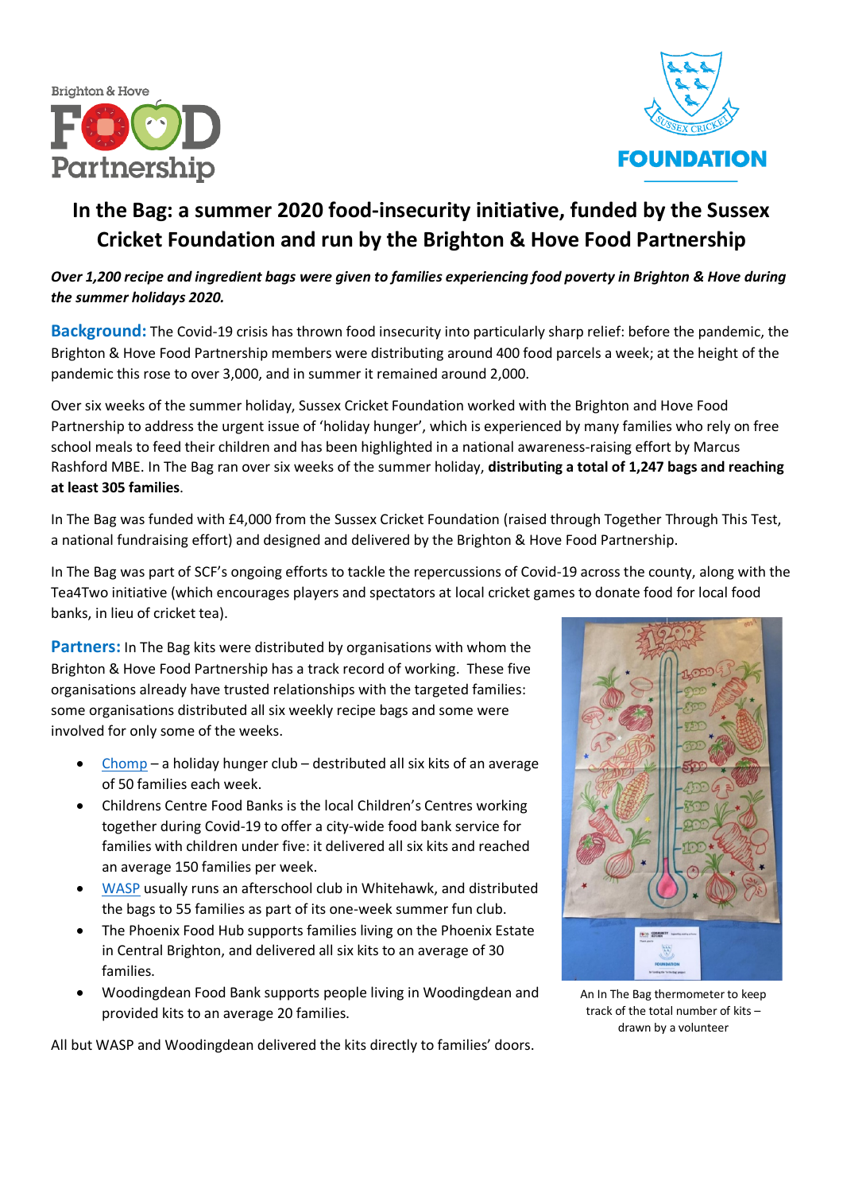# In the Bag: a summer 2020 food-insecurity initiative, funded by the Sussex Cricket Foundation and run by the Brighton & Hove Food Partnership

***Over 1,200 recipe and ingredient bags were given to families experiencing food poverty in Brighton & Hove during the summer holidays 2020.***

**Background:** The Covid-19 crisis has thrown food insecurity into particularly sharp relief: before the pandemic, the Brighton & Hove Food Partnership members were distributing around 400 food parcels a week; at the height of the pandemic this rose to over 3,000, and in summer it remained around 2,000.

Over six weeks of the summer holiday, Sussex Cricket Foundation worked with the Brighton and Hove Food Partnership to address the urgent issue of 'holiday hunger', which is experienced by many families who rely on free school meals to feed their children and has been highlighted in a national awareness-raising effort by Marcus Rashford MBE. In The Bag ran over six weeks of the summer holiday, **distributing a total of 1,247 bags and reaching at least 305 families**.

In The Bag was funded with £4,000 from the Sussex Cricket Foundation (raised through Together Through This Test, a national fundraising effort) and designed and delivered by the Brighton & Hove Food Partnership.

In The Bag was part of SCF's ongoing efforts to tackle the repercussions of Covid-19 across the county, along with the Tea4Two initiative (which encourages players and spectators at local cricket games to donate food for local food banks, in lieu of cricket tea).

**Partners:** In The Bag kits were distributed by organisations with whom the Brighton & Hove Food Partnership has a track record of working. These five organisations already have trusted relationships with the targeted families: some organisations distributed all six weekly recipe bags and some were involved for only some of the weeks.

- Chomp – a holiday hunger club – destributed all six kits of an average of 50 families each week.
- Childrens Centre Food Banks is the local Children's Centres working together during Covid-19 to offer a city-wide food bank service for families with children under five: it delivered all six kits and reached an average 150 families per week.
- WASP usually runs an afterschool club in Whitehawk, and distributed the bags to 55 families as part of its one-week summer fun club.
- The Phoenix Food Hub supports families living on the Phoenix Estate in Central Brighton, and delivered all six kits to an average of 30 families.
- Woodingdean Food Bank supports people living in Woodingdean and provided kits to an average 20 families.

All but WASP and Woodingdean delivered the kits directly to families' doors.

An In The Bag thermometer to keep track of the total number of kits – drawn by a volunteer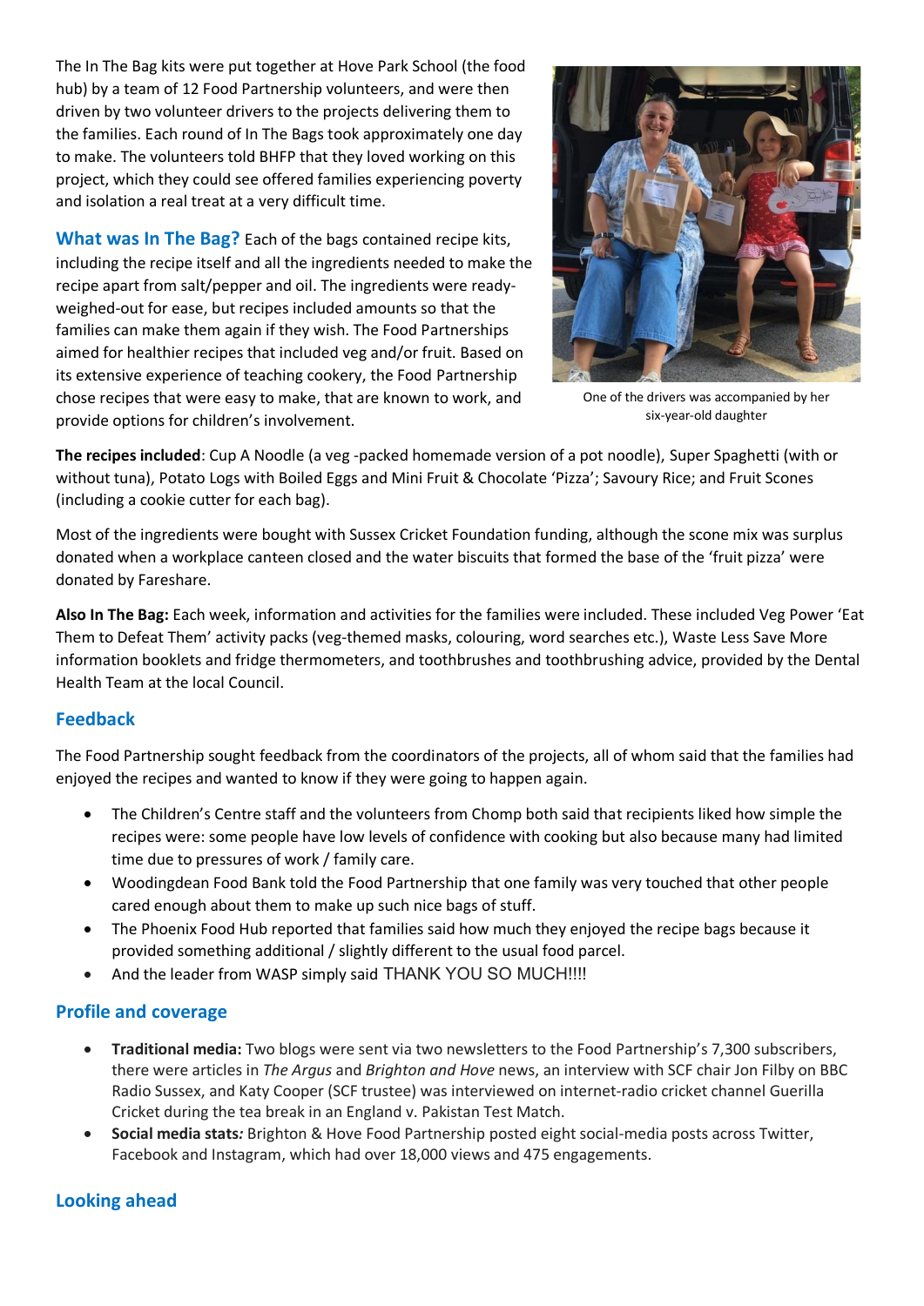The In The Bag kits were put together at Hove Park School (the food hub) by a team of 12 Food Partnership volunteers, and were then driven by two volunteer drivers to the projects delivering them to the families. Each round of In The Bags took approximately one day to make. The volunteers told BHFP that they loved working on this project, which they could see offered families experiencing poverty and isolation a real treat at a very difficult time.

One of the drivers was accompanied by her six-year-old daughter

**What was In The Bag?** Each of the bags contained recipe kits, including the recipe itself and all the ingredients needed to make the recipe apart from salt/pepper and oil. The ingredients were ready-weighed-out for ease, but recipes included amounts so that the families can make them again if they wish. The Food Partnerships aimed for healthier recipes that included veg and/or fruit. Based on its extensive experience of teaching cookery, the Food Partnership chose recipes that were easy to make, that are known to work, and provide options for children's involvement.

**The recipes included**: Cup A Noodle (a veg -packed homemade version of a pot noodle), Super Spaghetti (with or without tuna), Potato Logs with Boiled Eggs and Mini Fruit & Chocolate 'Pizza'; Savoury Rice; and Fruit Scones (including a cookie cutter for each bag).

Most of the ingredients were bought with Sussex Cricket Foundation funding, although the scone mix was surplus donated when a workplace canteen closed and the water biscuits that formed the base of the 'fruit pizza' were donated by Fareshare.

**Also In The Bag:** Each week, information and activities for the families were included. These included Veg Power 'Eat Them to Defeat Them' activity packs (veg-themed masks, colouring, word searches etc.), Waste Less Save More information booklets and fridge thermometers, and toothbrushes and toothbrushing advice, provided by the Dental Health Team at the local Council.

## Feedback

The Food Partnership sought feedback from the coordinators of the projects, all of whom said that the families had enjoyed the recipes and wanted to know if they were going to happen again.

- The Children's Centre staff and the volunteers from Chomp both said that recipients liked how simple the recipes were: some people have low levels of confidence with cooking but also because many had limited time due to pressures of work / family care.
- Woodingdean Food Bank told the Food Partnership that one family was very touched that other people cared enough about them to make up such nice bags of stuff.
- The Phoenix Food Hub reported that families said how much they enjoyed the recipe bags because it provided something additional / slightly different to the usual food parcel.
- And the leader from WASP simply said THANK YOU SO MUCH!!!!

## Profile and coverage

- **Traditional media:** Two blogs were sent via two newsletters to the Food Partnership's 7,300 subscribers, there were articles in *The Argus* and *Brighton and Hove* news, an interview with SCF chair Jon Filby on BBC Radio Sussex, and Katy Cooper (SCF trustee) was interviewed on internet-radio cricket channel Guerilla Cricket during the tea break in an England v. Pakistan Test Match.
- **Social media stats***:* Brighton & Hove Food Partnership posted eight social-media posts across Twitter, Facebook and Instagram, which had over 18,000 views and 475 engagements.

## Looking ahead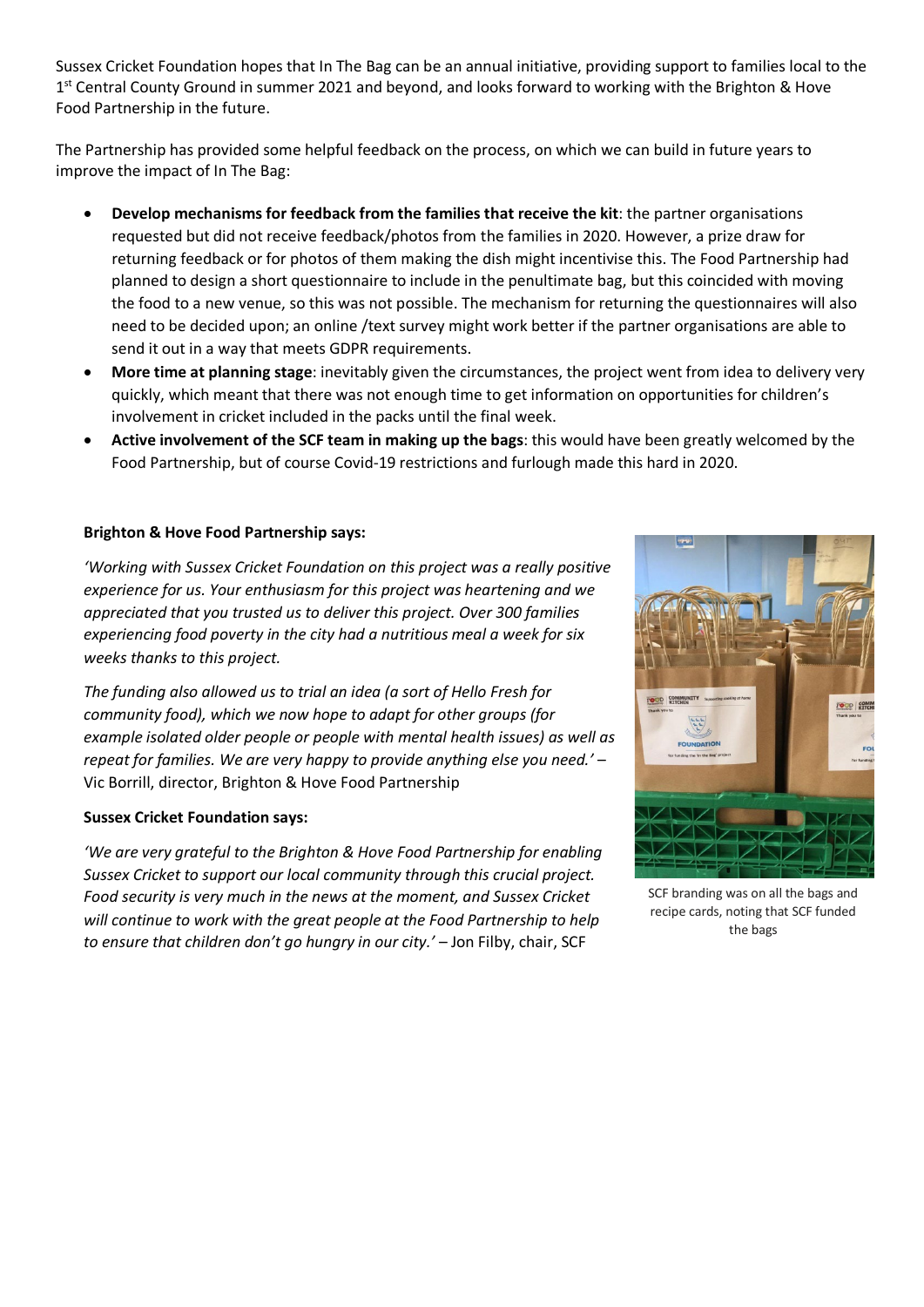Sussex Cricket Foundation hopes that In The Bag can be an annual initiative, providing support to families local to the 1st Central County Ground in summer 2021 and beyond, and looks forward to working with the Brighton & Hove Food Partnership in the future.

The Partnership has provided some helpful feedback on the process, on which we can build in future years to improve the impact of In The Bag:

- **Develop mechanisms for feedback from the families that receive the kit**: the partner organisations requested but did not receive feedback/photos from the families in 2020. However, a prize draw for returning feedback or for photos of them making the dish might incentivise this. The Food Partnership had planned to design a short questionnaire to include in the penultimate bag, but this coincided with moving the food to a new venue, so this was not possible. The mechanism for returning the questionnaires will also need to be decided upon; an online /text survey might work better if the partner organisations are able to send it out in a way that meets GDPR requirements.
- **More time at planning stage**: inevitably given the circumstances, the project went from idea to delivery very quickly, which meant that there was not enough time to get information on opportunities for children's involvement in cricket included in the packs until the final week.
- **Active involvement of the SCF team in making up the bags**: this would have been greatly welcomed by the Food Partnership, but of course Covid-19 restrictions and furlough made this hard in 2020.

**Brighton & Hove Food Partnership says:**

*'Working with Sussex Cricket Foundation on this project was a really positive experience for us. Your enthusiasm for this project was heartening and we appreciated that you trusted us to deliver this project. Over 300 families experiencing food poverty in the city had a nutritious meal a week for six weeks thanks to this project.*

*The funding also allowed us to trial an idea (a sort of Hello Fresh for community food), which we now hope to adapt for other groups (for example isolated older people or people with mental health issues) as well as repeat for families. We are very happy to provide anything else you need.'* – Vic Borrill, director, Brighton & Hove Food Partnership

**Sussex Cricket Foundation says:**

*'We are very grateful to the Brighton & Hove Food Partnership for enabling Sussex Cricket to support our local community through this crucial project. Food security is very much in the news at the moment, and Sussex Cricket will continue to work with the great people at the Food Partnership to help to ensure that children don't go hungry in our city.'* – Jon Filby, chair, SCF

SCF branding was on all the bags and recipe cards, noting that SCF funded the bags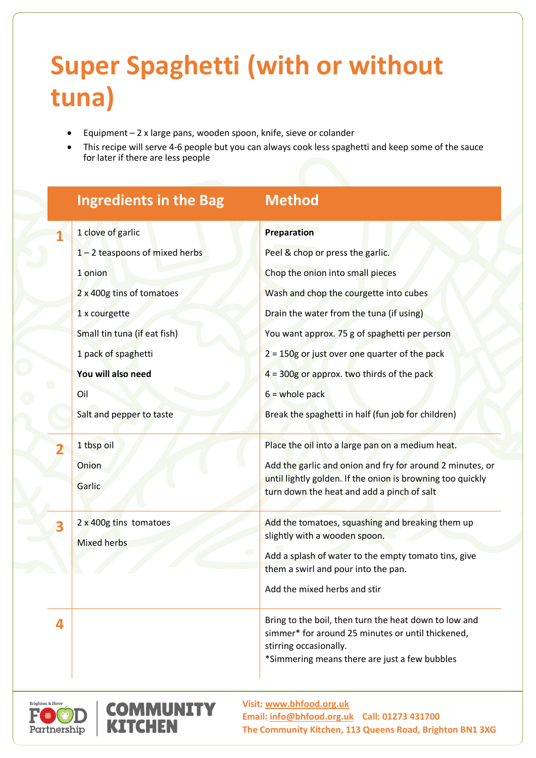# Super Spaghetti (with or without tuna)

- Equipment – 2 x large pans, wooden spoon, knife, sieve or colander
- This recipe will serve 4-6 people but you can always cook less spaghetti and keep some of the sauce for later if there are less people

| | Ingredients in the Bag | Method |
|---|---|---|
| 1 | 1 clove of garlic<br>1 – 2 teaspoons of mixed herbs<br>1 onion<br>2 x 400g tins of tomatoes<br>1 x courgette<br>Small tin tuna (if eat fish)<br>1 pack of spaghetti<br>**You will also need**<br>Oil<br>Salt and pepper to taste | **Preparation**<br>Peel & chop or press the garlic.<br>Chop the onion into small pieces<br>Wash and chop the courgette into cubes<br>Drain the water from the tuna (if using)<br>You want approx. 75 g of spaghetti per person<br>2 = 150g or just over one quarter of the pack<br>4 = 300g or approx. two thirds of the pack<br>6 = whole pack<br>Break the spaghetti in half (fun job for children) |
| 2 | 1 tbsp oil<br>Onion<br>Garlic | Place the oil into a large pan on a medium heat.<br>Add the garlic and onion and fry for around 2 minutes, or until lightly golden. If the onion is browning too quickly turn down the heat and add a pinch of salt |
| 3 | 2 x 400g tins tomatoes<br>Mixed herbs | Add the tomatoes, squashing and breaking them up slightly with a wooden spoon.<br>Add a splash of water to the empty tomato tins, give them a swirl and pour into the pan.<br>Add the mixed herbs and stir |
| 4 | | Bring to the boil, then turn the heat down to low and simmer* for around 25 minutes or until thickened, stirring occasionally.<br>*Simmering means there are just a few bubbles |

Visit: www.bhfood.org.uk
Email: info@bhfood.org.uk Call: 01273 431700
The Community Kitchen, 113 Queens Road, Brighton BN1 3XG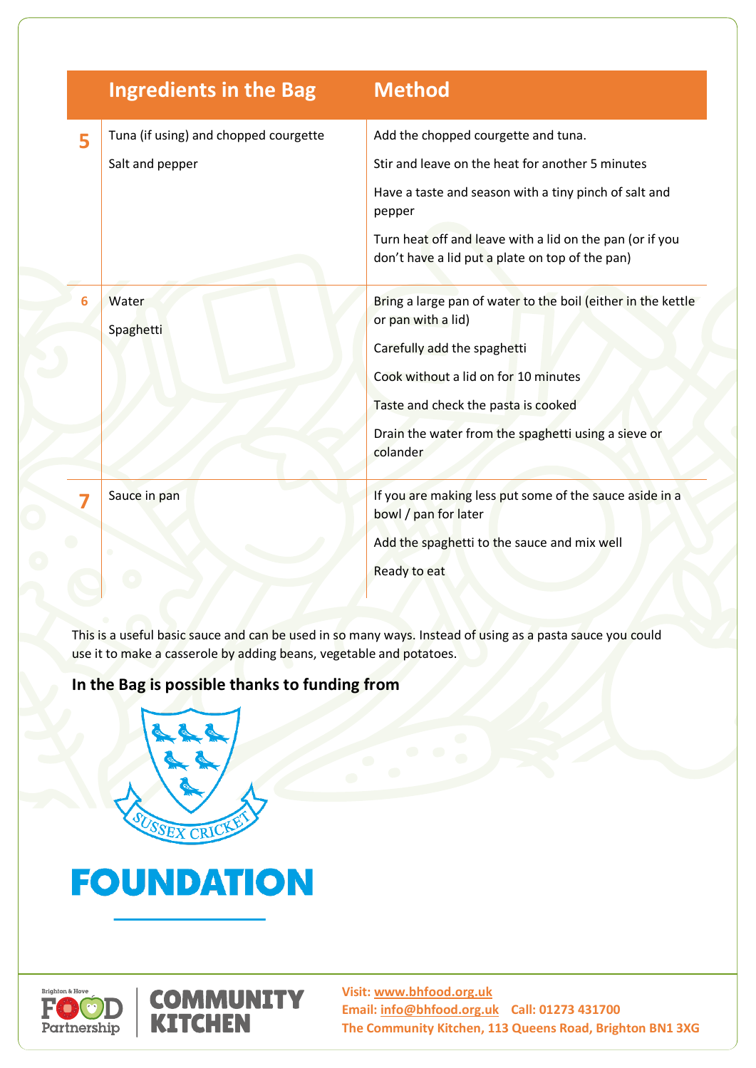| | Ingredients in the Bag | Method |
|---|---|---|
| 5 | Tuna (if using) and chopped courgette<br>Salt and pepper | Add the chopped courgette and tuna.<br>Stir and leave on the heat for another 5 minutes<br>Have a taste and season with a tiny pinch of salt and pepper<br>Turn heat off and leave with a lid on the pan (or if you don't have a lid put a plate on top of the pan) |
| 6 | Water<br>Spaghetti | Bring a large pan of water to the boil (either in the kettle or pan with a lid)<br>Carefully add the spaghetti<br>Cook without a lid on for 10 minutes<br>Taste and check the pasta is cooked<br>Drain the water from the spaghetti using a sieve or colander |
| 7 | Sauce in pan | If you are making less put some of the sauce aside in a bowl / pan for later<br>Add the spaghetti to the sauce and mix well<br>Ready to eat |

This is a useful basic sauce and can be used in so many ways. Instead of using as a pasta sauce you could use it to make a casserole by adding beans, vegetable and potatoes.

**In the Bag is possible thanks to funding from**

SUSSEX CRICKET FOUNDATION

Brighton & Hove Food Partnership | COMMUNITY KITCHEN

**Visit: www.bhfood.org.uk**
**Email: info@bhfood.org.uk Call: 01273 431700**
**The Community Kitchen, 113 Queens Road, Brighton BN1 3XG**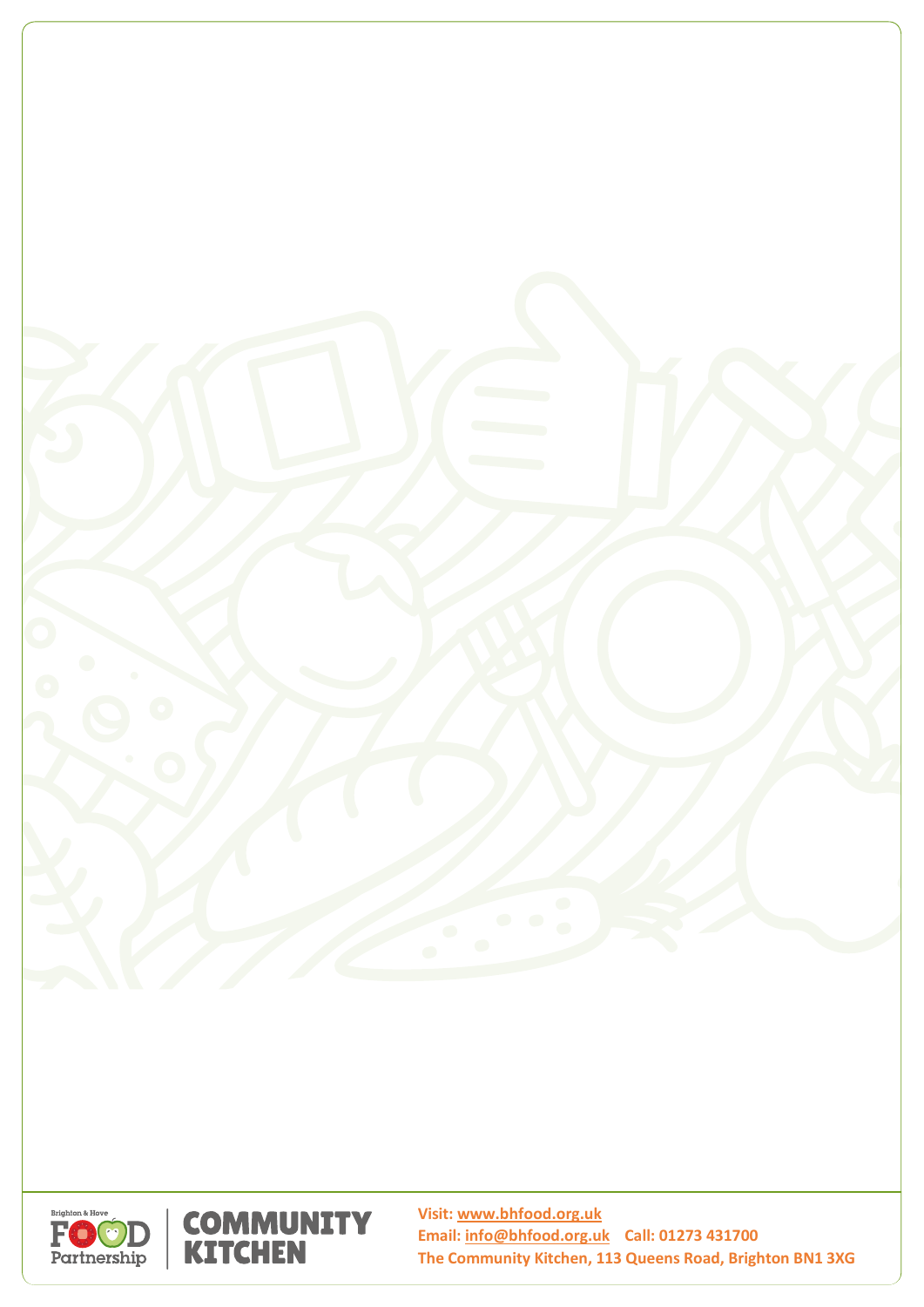Visit: www.bhfood.org.uk
Email: info@bhfood.org.uk Call: 01273 431700
The Community Kitchen, 113 Queens Road, Brighton BN1 3XG